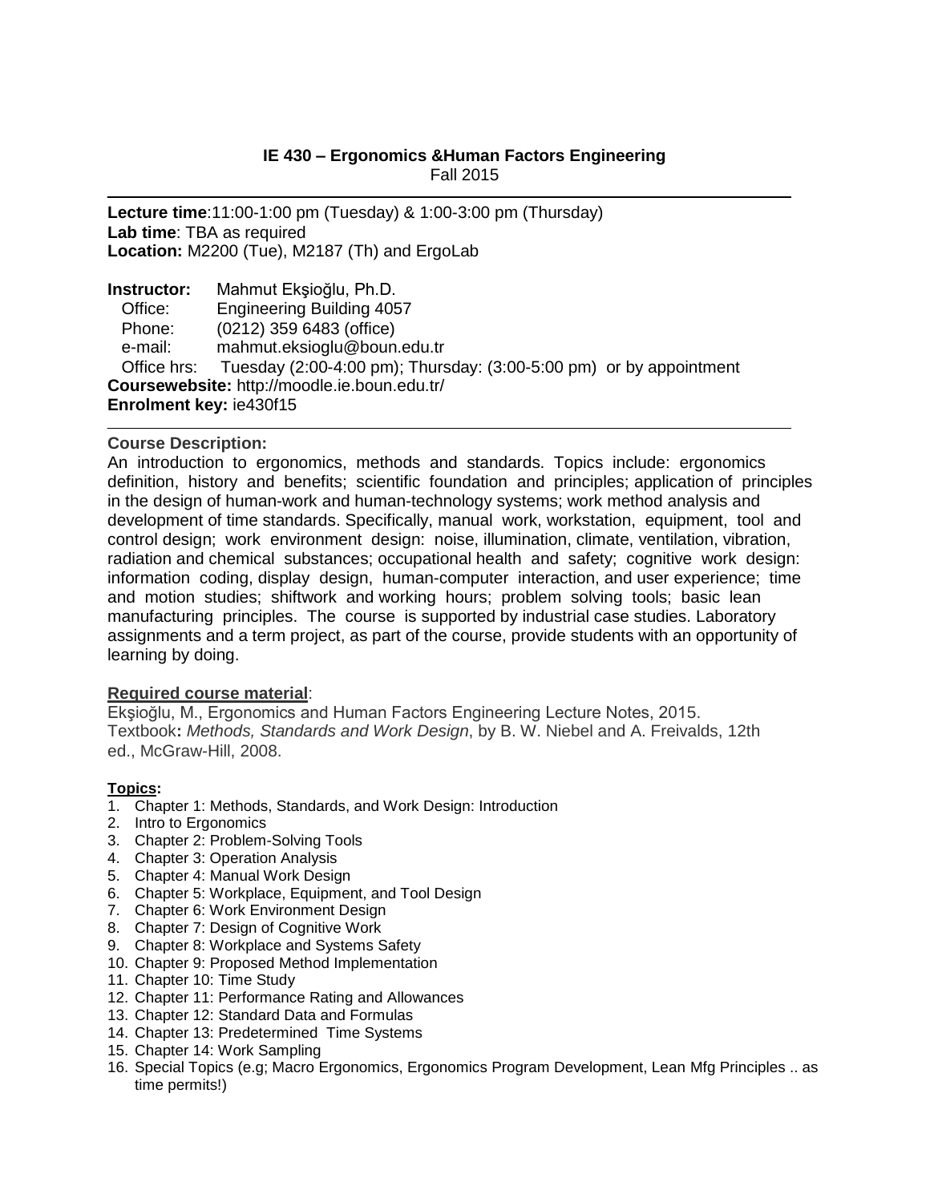# IE 430 – Ergonomics &Human Factors Engineering

Fall 2015

---

**Lecture time**:11:00-1:00 pm (Tuesday) & 1:00-3:00 pm (Thursday)
**Lab time**: TBA as required
**Location:** M2200 (Tue), M2187 (Th) and ErgoLab

**Instructor:** Mahmut Ekşioğlu, Ph.D.
Office: Engineering Building 4057
Phone: (0212) 359 6483 (office)
e-mail: mahmut.eksioglu@boun.edu.tr
Office hrs: Tuesday (2:00-4:00 pm); Thursday: (3:00-5:00 pm) or by appointment
**Coursewebsite:** http://moodle.ie.boun.edu.tr/
**Enrolment key:** ie430f15

---

**Course Description:**

An introduction to ergonomics, methods and standards. Topics include: ergonomics definition, history and benefits; scientific foundation and principles; application of principles in the design of human-work and human-technology systems; work method analysis and development of time standards. Specifically, manual work, workstation, equipment, tool and control design; work environment design: noise, illumination, climate, ventilation, vibration, radiation and chemical substances; occupational health and safety; cognitive work design: information coding, display design, human-computer interaction, and user experience; time and motion studies; shiftwork and working hours; problem solving tools; basic lean manufacturing principles. The course is supported by industrial case studies. Laboratory assignments and a term project, as part of the course, provide students with an opportunity of learning by doing.

**Required course material**:

Ekşioğlu, M., Ergonomics and Human Factors Engineering Lecture Notes, 2015.
Textbook**:** *Methods, Standards and Work Design*, by B. W. Niebel and A. Freivalds, 12th ed., McGraw-Hill, 2008.

**Topics:**

1. Chapter 1: Methods, Standards, and Work Design: Introduction
2. Intro to Ergonomics
3. Chapter 2: Problem-Solving Tools
4. Chapter 3: Operation Analysis
5. Chapter 4: Manual Work Design
6. Chapter 5: Workplace, Equipment, and Tool Design
7. Chapter 6: Work Environment Design
8. Chapter 7: Design of Cognitive Work
9. Chapter 8: Workplace and Systems Safety
10. Chapter 9: Proposed Method Implementation
11. Chapter 10: Time Study
12. Chapter 11: Performance Rating and Allowances
13. Chapter 12: Standard Data and Formulas
14. Chapter 13: Predetermined Time Systems
15. Chapter 14: Work Sampling
16. Special Topics (e.g; Macro Ergonomics, Ergonomics Program Development, Lean Mfg Principles .. as time permits!)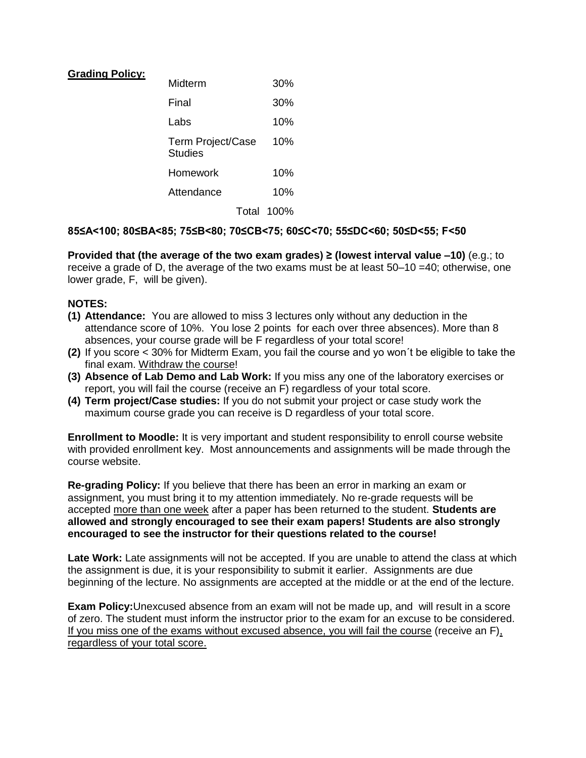**Grading Policy:**

| Component | Weight |
|---|---|
| Midterm | 30% |
| Final | 30% |
| Labs | 10% |
| Term Project/Case Studies | 10% |
| Homework | 10% |
| Attendance | 10% |
| Total | 100% |

**85≤A<100; 80≤BA<85; 75≤B<80; 70≤CB<75; 60≤C<70; 55≤DC<60; 50≤D<55; F<50**

**Provided that (the average of the two exam grades) ≥ (lowest interval value –10)** (e.g.; to receive a grade of D, the average of the two exams must be at least 50–10 =40; otherwise, one lower grade, F, will be given).

**NOTES:**

**(1) Attendance:** You are allowed to miss 3 lectures only without any deduction in the attendance score of 10%. You lose 2 points for each over three absences). More than 8 absences, your course grade will be F regardless of your total score!

**(2)** If you score < 30% for Midterm Exam, you fail the course and yo won´t be eligible to take the final exam. <u>Withdraw the course</u>!

**(3) Absence of Lab Demo and Lab Work:** If you miss any one of the laboratory exercises or report, you will fail the course (receive an F) regardless of your total score.

**(4) Term project/Case studies:** If you do not submit your project or case study work the maximum course grade you can receive is D regardless of your total score.

**Enrollment to Moodle:** It is very important and student responsibility to enroll course website with provided enrollment key. Most announcements and assignments will be made through the course website.

**Re-grading Policy:** If you believe that there has been an error in marking an exam or assignment, you must bring it to my attention immediately. No re-grade requests will be accepted <u>more than one week</u> after a paper has been returned to the student. **Students are allowed and strongly encouraged to see their exam papers! Students are also strongly encouraged to see the instructor for their questions related to the course!**

**Late Work:** Late assignments will not be accepted. If you are unable to attend the class at which the assignment is due, it is your responsibility to submit it earlier. Assignments are due beginning of the lecture. No assignments are accepted at the middle or at the end of the lecture.

**Exam Policy:**Unexcused absence from an exam will not be made up, and will result in a score of zero. The student must inform the instructor prior to the exam for an excuse to be considered. <u>If you miss one of the exams without excused absence, you will fail the course</u> (receive an F)<u>, regardless of your total score.</u>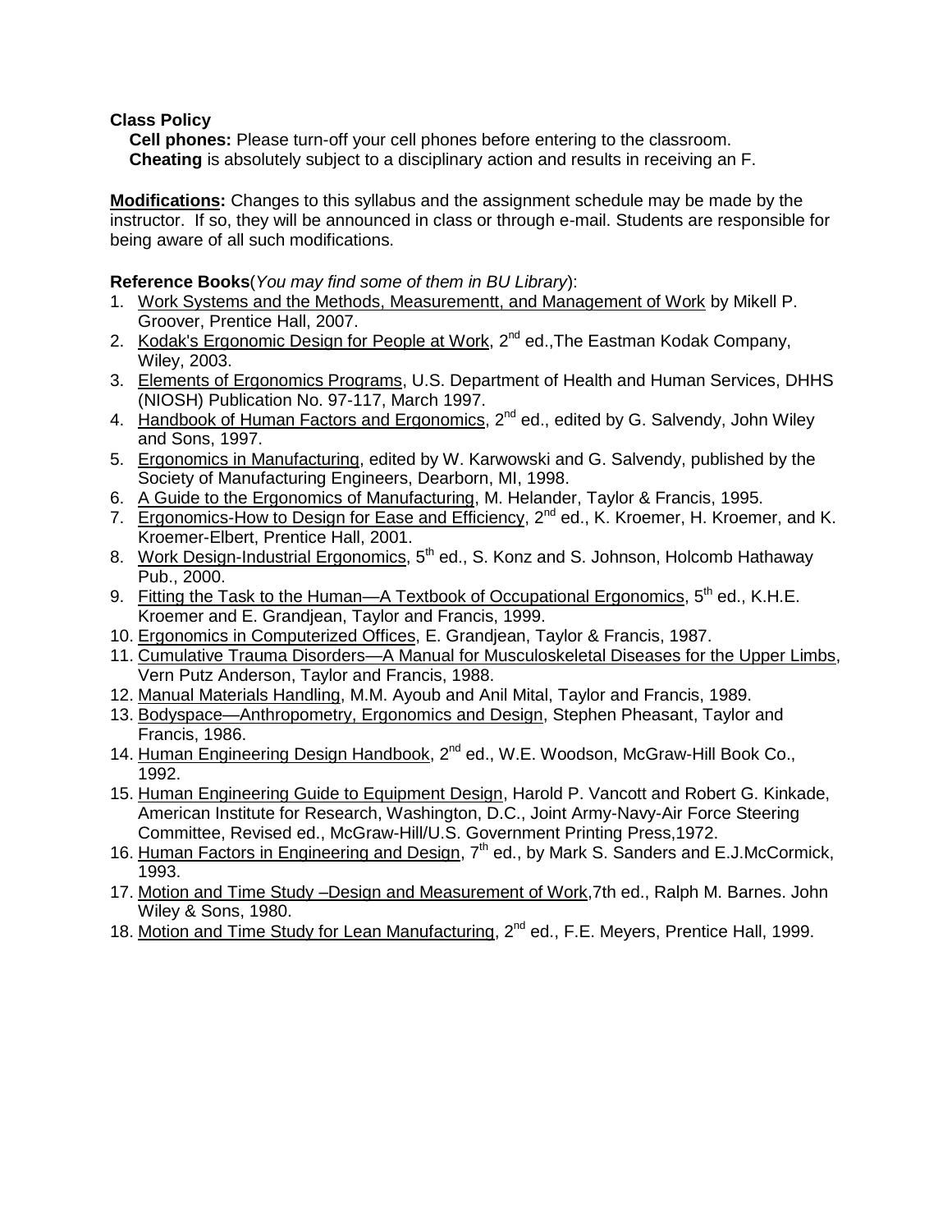**Class Policy**

**Cell phones:** Please turn-off your cell phones before entering to the classroom.

**Cheating** is absolutely subject to a disciplinary action and results in receiving an F.

**Modifications:** Changes to this syllabus and the assignment schedule may be made by the instructor. If so, they will be announced in class or through e-mail. Students are responsible for being aware of all such modifications.

**Reference Books**(*You may find some of them in BU Library*):

1. Work Systems and the Methods, Measurementt, and Management of Work by Mikell P. Groover, Prentice Hall, 2007.
2. Kodak's Ergonomic Design for People at Work, 2nd ed.,The Eastman Kodak Company, Wiley, 2003.
3. Elements of Ergonomics Programs, U.S. Department of Health and Human Services, DHHS (NIOSH) Publication No. 97-117, March 1997.
4. Handbook of Human Factors and Ergonomics, 2nd ed., edited by G. Salvendy, John Wiley and Sons, 1997.
5. Ergonomics in Manufacturing, edited by W. Karwowski and G. Salvendy, published by the Society of Manufacturing Engineers, Dearborn, MI, 1998.
6. A Guide to the Ergonomics of Manufacturing, M. Helander, Taylor & Francis, 1995.
7. Ergonomics-How to Design for Ease and Efficiency, 2nd ed., K. Kroemer, H. Kroemer, and K. Kroemer-Elbert, Prentice Hall, 2001.
8. Work Design-Industrial Ergonomics, 5th ed., S. Konz and S. Johnson, Holcomb Hathaway Pub., 2000.
9. Fitting the Task to the Human—A Textbook of Occupational Ergonomics, 5th ed., K.H.E. Kroemer and E. Grandjean, Taylor and Francis, 1999.
10. Ergonomics in Computerized Offices, E. Grandjean, Taylor & Francis, 1987.
11. Cumulative Trauma Disorders—A Manual for Musculoskeletal Diseases for the Upper Limbs, Vern Putz Anderson, Taylor and Francis, 1988.
12. Manual Materials Handling, M.M. Ayoub and Anil Mital, Taylor and Francis, 1989.
13. Bodyspace—Anthropometry, Ergonomics and Design, Stephen Pheasant, Taylor and Francis, 1986.
14. Human Engineering Design Handbook, 2nd ed., W.E. Woodson, McGraw-Hill Book Co., 1992.
15. Human Engineering Guide to Equipment Design, Harold P. Vancott and Robert G. Kinkade, American Institute for Research, Washington, D.C., Joint Army-Navy-Air Force Steering Committee, Revised ed., McGraw-Hill/U.S. Government Printing Press,1972.
16. Human Factors in Engineering and Design, 7th ed., by Mark S. Sanders and E.J.McCormick, 1993.
17. Motion and Time Study –Design and Measurement of Work,7th ed., Ralph M. Barnes. John Wiley & Sons, 1980.
18. Motion and Time Study for Lean Manufacturing, 2nd ed., F.E. Meyers, Prentice Hall, 1999.